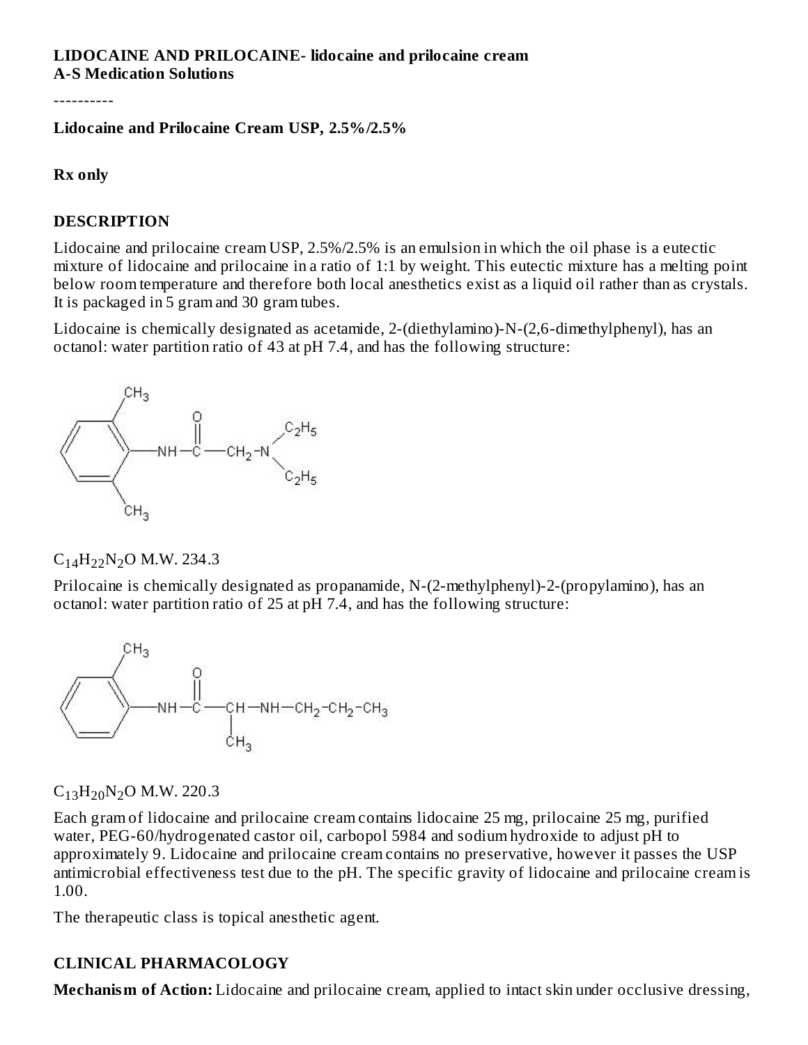**LIDOCAINE AND PRILOCAINE- lidocaine and prilocaine cream**
**A-S Medication Solutions**

----------

**Lidocaine and Prilocaine Cream USP, 2.5%/2.5%**

**Rx only**

## DESCRIPTION

Lidocaine and prilocaine cream USP, 2.5%/2.5% is an emulsion in which the oil phase is a eutectic mixture of lidocaine and prilocaine in a ratio of 1:1 by weight. This eutectic mixture has a melting point below room temperature and therefore both local anesthetics exist as a liquid oil rather than as crystals. It is packaged in 5 gram and 30 gram tubes.

Lidocaine is chemically designated as acetamide, 2-(diethylamino)-N-(2,6-dimethylphenyl), has an octanol: water partition ratio of 43 at pH 7.4, and has the following structure:

$C_{14}H_{22}N_2O$ M.W. 234.3

Prilocaine is chemically designated as propanamide, N-(2-methylphenyl)-2-(propylamino), has an octanol: water partition ratio of 25 at pH 7.4, and has the following structure:

$C_{13}H_{20}N_2O$ M.W. 220.3

Each gram of lidocaine and prilocaine cream contains lidocaine 25 mg, prilocaine 25 mg, purified water, PEG-60/hydrogenated castor oil, carbopol 5984 and sodium hydroxide to adjust pH to approximately 9. Lidocaine and prilocaine cream contains no preservative, however it passes the USP antimicrobial effectiveness test due to the pH. The specific gravity of lidocaine and prilocaine cream is 1.00.

The therapeutic class is topical anesthetic agent.

## CLINICAL PHARMACOLOGY

**Mechanism of Action:** Lidocaine and prilocaine cream, applied to intact skin under occlusive dressing,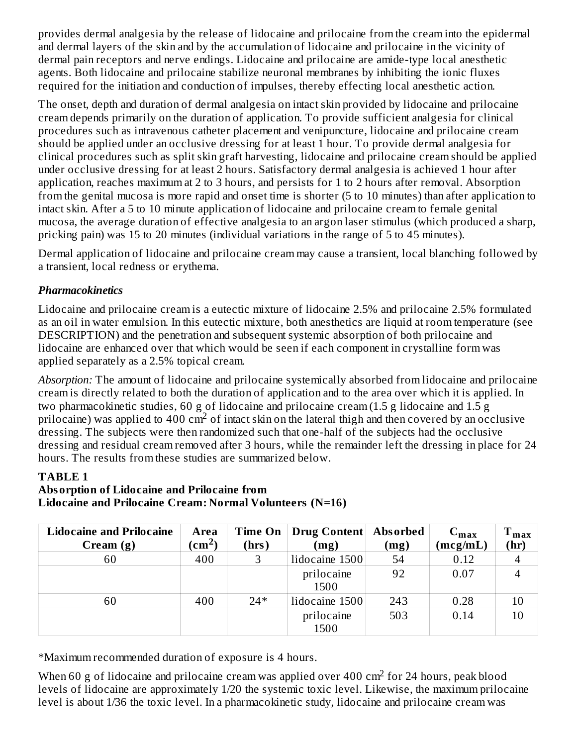provides dermal analgesia by the release of lidocaine and prilocaine from the cream into the epidermal and dermal layers of the skin and by the accumulation of lidocaine and prilocaine in the vicinity of dermal pain receptors and nerve endings. Lidocaine and prilocaine are amide-type local anesthetic agents. Both lidocaine and prilocaine stabilize neuronal membranes by inhibiting the ionic fluxes required for the initiation and conduction of impulses, thereby effecting local anesthetic action.

The onset, depth and duration of dermal analgesia on intact skin provided by lidocaine and prilocaine cream depends primarily on the duration of application. To provide sufficient analgesia for clinical procedures such as intravenous catheter placement and venipuncture, lidocaine and prilocaine cream should be applied under an occlusive dressing for at least 1 hour. To provide dermal analgesia for clinical procedures such as split skin graft harvesting, lidocaine and prilocaine cream should be applied under occlusive dressing for at least 2 hours. Satisfactory dermal analgesia is achieved 1 hour after application, reaches maximum at 2 to 3 hours, and persists for 1 to 2 hours after removal. Absorption from the genital mucosa is more rapid and onset time is shorter (5 to 10 minutes) than after application to intact skin. After a 5 to 10 minute application of lidocaine and prilocaine cream to female genital mucosa, the average duration of effective analgesia to an argon laser stimulus (which produced a sharp, pricking pain) was 15 to 20 minutes (individual variations in the range of 5 to 45 minutes).

Dermal application of lidocaine and prilocaine cream may cause a transient, local blanching followed by a transient, local redness or erythema.

***Pharmacokinetics***

Lidocaine and prilocaine cream is a eutectic mixture of lidocaine 2.5% and prilocaine 2.5% formulated as an oil in water emulsion. In this eutectic mixture, both anesthetics are liquid at room temperature (see DESCRIPTION) and the penetration and subsequent systemic absorption of both prilocaine and lidocaine are enhanced over that which would be seen if each component in crystalline form was applied separately as a 2.5% topical cream.

*Absorption:* The amount of lidocaine and prilocaine systemically absorbed from lidocaine and prilocaine cream is directly related to both the duration of application and to the area over which it is applied. In two pharmacokinetic studies, 60 g of lidocaine and prilocaine cream (1.5 g lidocaine and 1.5 g prilocaine) was applied to 400 $cm^2$ of intact skin on the lateral thigh and then covered by an occlusive dressing. The subjects were then randomized such that one-half of the subjects had the occlusive dressing and residual cream removed after 3 hours, while the remainder left the dressing in place for 24 hours. The results from these studies are summarized below.

**TABLE 1**
**Absorption of Lidocaine and Prilocaine from Lidocaine and Prilocaine Cream: Normal Volunteers (N=16)**

| Lidocaine and Prilocaine Cream (g) | Area ($cm^2$) | Time On (hrs) | Drug Content (mg) | Absorbed (mg) | $C_{max}$ (mcg/mL) | $T_{max}$ (hr) |
|---|---|---|---|---|---|---|
| 60 | 400 | 3 | lidocaine 1500 | 54 | 0.12 | 4 |
| | | | prilocaine 1500 | 92 | 0.07 | 4 |
| 60 | 400 | 24* | lidocaine 1500 | 243 | 0.28 | 10 |
| | | | prilocaine 1500 | 503 | 0.14 | 10 |

*Maximum recommended duration of exposure is 4 hours.

When 60 g of lidocaine and prilocaine cream was applied over 400 $cm^2$ for 24 hours, peak blood levels of lidocaine are approximately 1/20 the systemic toxic level. Likewise, the maximum prilocaine level is about 1/36 the toxic level. In a pharmacokinetic study, lidocaine and prilocaine cream was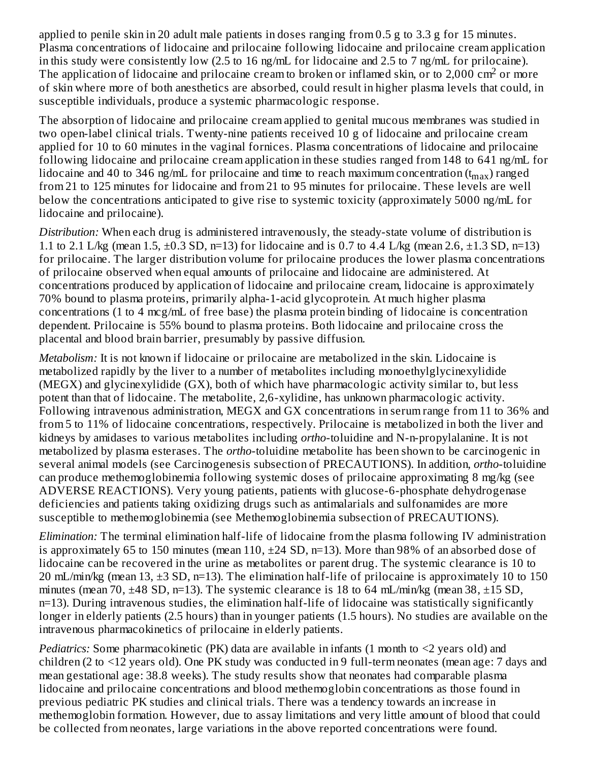applied to penile skin in 20 adult male patients in doses ranging from 0.5 g to 3.3 g for 15 minutes. Plasma concentrations of lidocaine and prilocaine following lidocaine and prilocaine cream application in this study were consistently low (2.5 to 16 ng/mL for lidocaine and 2.5 to 7 ng/mL for prilocaine). The application of lidocaine and prilocaine cream to broken or inflamed skin, or to 2,000 $cm^2$ or more of skin where more of both anesthetics are absorbed, could result in higher plasma levels that could, in susceptible individuals, produce a systemic pharmacologic response.

The absorption of lidocaine and prilocaine cream applied to genital mucous membranes was studied in two open-label clinical trials. Twenty-nine patients received 10 g of lidocaine and prilocaine cream applied for 10 to 60 minutes in the vaginal fornices. Plasma concentrations of lidocaine and prilocaine following lidocaine and prilocaine cream application in these studies ranged from 148 to 641 ng/mL for lidocaine and 40 to 346 ng/mL for prilocaine and time to reach maximum concentration ($t_{max}$) ranged from 21 to 125 minutes for lidocaine and from 21 to 95 minutes for prilocaine. These levels are well below the concentrations anticipated to give rise to systemic toxicity (approximately 5000 ng/mL for lidocaine and prilocaine).

*Distribution:* When each drug is administered intravenously, the steady-state volume of distribution is 1.1 to 2.1 L/kg (mean 1.5, ±0.3 SD, n=13) for lidocaine and is 0.7 to 4.4 L/kg (mean 2.6, ±1.3 SD, n=13) for prilocaine. The larger distribution volume for prilocaine produces the lower plasma concentrations of prilocaine observed when equal amounts of prilocaine and lidocaine are administered. At concentrations produced by application of lidocaine and prilocaine cream, lidocaine is approximately 70% bound to plasma proteins, primarily alpha-1-acid glycoprotein. At much higher plasma concentrations (1 to 4 mcg/mL of free base) the plasma protein binding of lidocaine is concentration dependent. Prilocaine is 55% bound to plasma proteins. Both lidocaine and prilocaine cross the placental and blood brain barrier, presumably by passive diffusion.

*Metabolism:* It is not known if lidocaine or prilocaine are metabolized in the skin. Lidocaine is metabolized rapidly by the liver to a number of metabolites including monoethylglycinexylidide (MEGX) and glycinexylidide (GX), both of which have pharmacologic activity similar to, but less potent than that of lidocaine. The metabolite, 2,6-xylidine, has unknown pharmacologic activity. Following intravenous administration, MEGX and GX concentrations in serum range from 11 to 36% and from 5 to 11% of lidocaine concentrations, respectively. Prilocaine is metabolized in both the liver and kidneys by amidases to various metabolites including *ortho*-toluidine and N-n-propylalanine. It is not metabolized by plasma esterases. The *ortho*-toluidine metabolite has been shown to be carcinogenic in several animal models (see Carcinogenesis subsection of PRECAUTIONS). In addition, *ortho*-toluidine can produce methemoglobinemia following systemic doses of prilocaine approximating 8 mg/kg (see ADVERSE REACTIONS). Very young patients, patients with glucose-6-phosphate dehydrogenase deficiencies and patients taking oxidizing drugs such as antimalarials and sulfonamides are more susceptible to methemoglobinemia (see Methemoglobinemia subsection of PRECAUTIONS).

*Elimination:* The terminal elimination half-life of lidocaine from the plasma following IV administration is approximately 65 to 150 minutes (mean 110, ±24 SD, n=13). More than 98% of an absorbed dose of lidocaine can be recovered in the urine as metabolites or parent drug. The systemic clearance is 10 to 20 mL/min/kg (mean 13, ±3 SD, n=13). The elimination half-life of prilocaine is approximately 10 to 150 minutes (mean 70, ±48 SD, n=13). The systemic clearance is 18 to 64 mL/min/kg (mean 38, ±15 SD, n=13). During intravenous studies, the elimination half-life of lidocaine was statistically significantly longer in elderly patients (2.5 hours) than in younger patients (1.5 hours). No studies are available on the intravenous pharmacokinetics of prilocaine in elderly patients.

*Pediatrics:* Some pharmacokinetic (PK) data are available in infants (1 month to <2 years old) and children (2 to <12 years old). One PK study was conducted in 9 full-term neonates (mean age: 7 days and mean gestational age: 38.8 weeks). The study results show that neonates had comparable plasma lidocaine and prilocaine concentrations and blood methemoglobin concentrations as those found in previous pediatric PK studies and clinical trials. There was a tendency towards an increase in methemoglobin formation. However, due to assay limitations and very little amount of blood that could be collected from neonates, large variations in the above reported concentrations were found.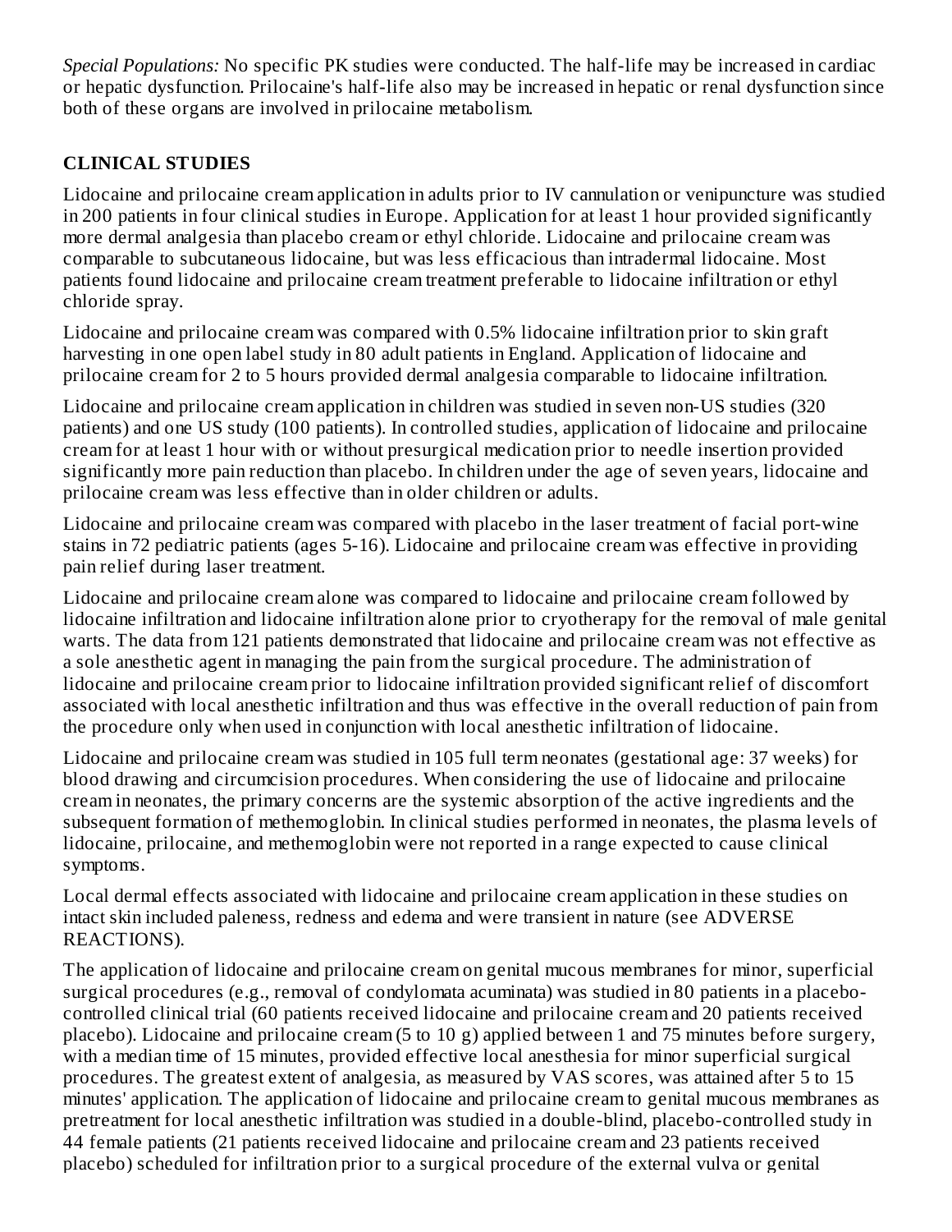*Special Populations:* No specific PK studies were conducted. The half-life may be increased in cardiac or hepatic dysfunction. Prilocaine's half-life also may be increased in hepatic or renal dysfunction since both of these organs are involved in prilocaine metabolism.

## CLINICAL STUDIES

Lidocaine and prilocaine cream application in adults prior to IV cannulation or venipuncture was studied in 200 patients in four clinical studies in Europe. Application for at least 1 hour provided significantly more dermal analgesia than placebo cream or ethyl chloride. Lidocaine and prilocaine cream was comparable to subcutaneous lidocaine, but was less efficacious than intradermal lidocaine. Most patients found lidocaine and prilocaine cream treatment preferable to lidocaine infiltration or ethyl chloride spray.

Lidocaine and prilocaine cream was compared with 0.5% lidocaine infiltration prior to skin graft harvesting in one open label study in 80 adult patients in England. Application of lidocaine and prilocaine cream for 2 to 5 hours provided dermal analgesia comparable to lidocaine infiltration.

Lidocaine and prilocaine cream application in children was studied in seven non-US studies (320 patients) and one US study (100 patients). In controlled studies, application of lidocaine and prilocaine cream for at least 1 hour with or without presurgical medication prior to needle insertion provided significantly more pain reduction than placebo. In children under the age of seven years, lidocaine and prilocaine cream was less effective than in older children or adults.

Lidocaine and prilocaine cream was compared with placebo in the laser treatment of facial port-wine stains in 72 pediatric patients (ages 5-16). Lidocaine and prilocaine cream was effective in providing pain relief during laser treatment.

Lidocaine and prilocaine cream alone was compared to lidocaine and prilocaine cream followed by lidocaine infiltration and lidocaine infiltration alone prior to cryotherapy for the removal of male genital warts. The data from 121 patients demonstrated that lidocaine and prilocaine cream was not effective as a sole anesthetic agent in managing the pain from the surgical procedure. The administration of lidocaine and prilocaine cream prior to lidocaine infiltration provided significant relief of discomfort associated with local anesthetic infiltration and thus was effective in the overall reduction of pain from the procedure only when used in conjunction with local anesthetic infiltration of lidocaine.

Lidocaine and prilocaine cream was studied in 105 full term neonates (gestational age: 37 weeks) for blood drawing and circumcision procedures. When considering the use of lidocaine and prilocaine cream in neonates, the primary concerns are the systemic absorption of the active ingredients and the subsequent formation of methemoglobin. In clinical studies performed in neonates, the plasma levels of lidocaine, prilocaine, and methemoglobin were not reported in a range expected to cause clinical symptoms.

Local dermal effects associated with lidocaine and prilocaine cream application in these studies on intact skin included paleness, redness and edema and were transient in nature (see ADVERSE REACTIONS).

The application of lidocaine and prilocaine cream on genital mucous membranes for minor, superficial surgical procedures (e.g., removal of condylomata acuminata) was studied in 80 patients in a placebo-controlled clinical trial (60 patients received lidocaine and prilocaine cream and 20 patients received placebo). Lidocaine and prilocaine cream (5 to 10 g) applied between 1 and 75 minutes before surgery, with a median time of 15 minutes, provided effective local anesthesia for minor superficial surgical procedures. The greatest extent of analgesia, as measured by VAS scores, was attained after 5 to 15 minutes' application. The application of lidocaine and prilocaine cream to genital mucous membranes as pretreatment for local anesthetic infiltration was studied in a double-blind, placebo-controlled study in 44 female patients (21 patients received lidocaine and prilocaine cream and 23 patients received placebo) scheduled for infiltration prior to a surgical procedure of the external vulva or genital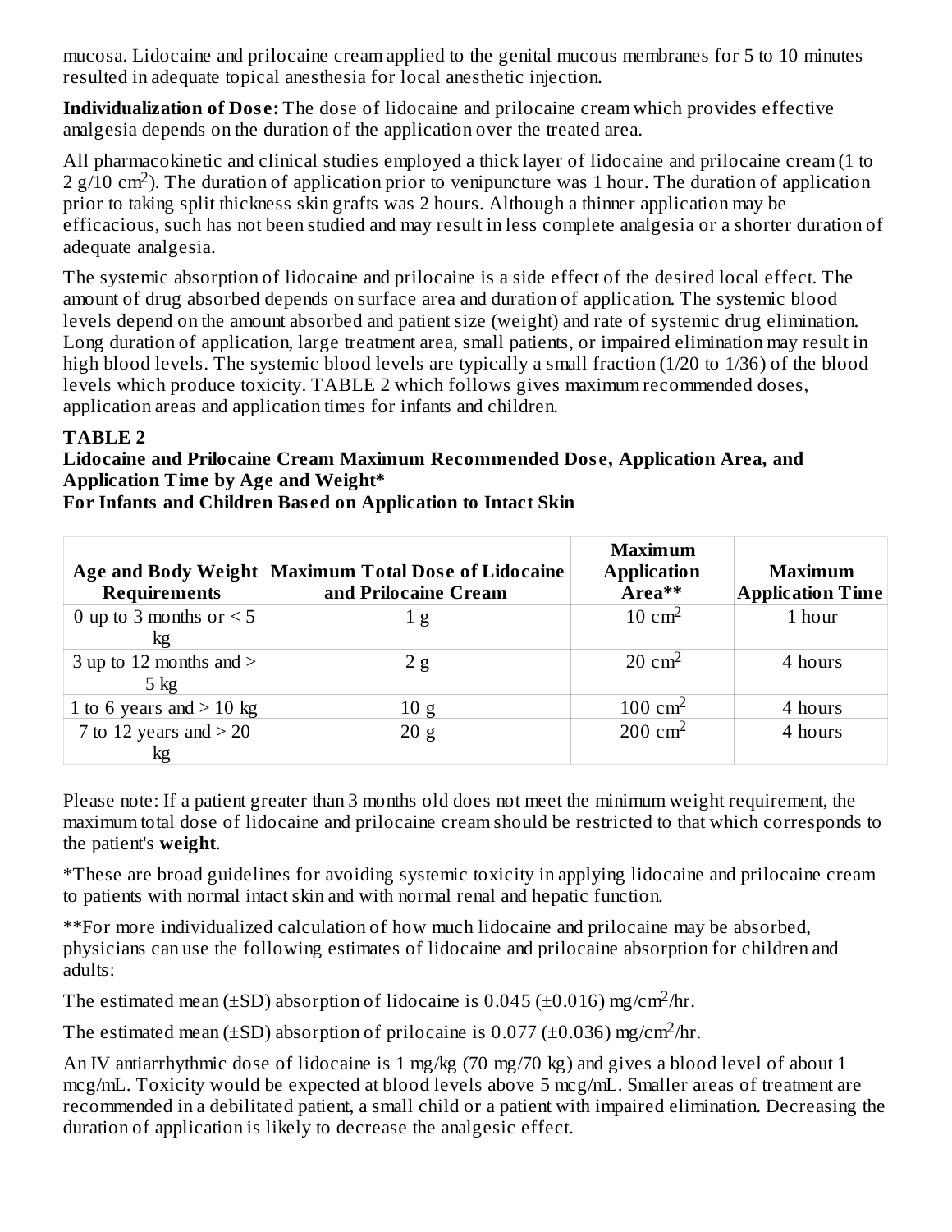mucosa. Lidocaine and prilocaine cream applied to the genital mucous membranes for 5 to 10 minutes resulted in adequate topical anesthesia for local anesthetic injection.

**Individualization of Dose:** The dose of lidocaine and prilocaine cream which provides effective analgesia depends on the duration of the application over the treated area.

All pharmacokinetic and clinical studies employed a thick layer of lidocaine and prilocaine cream (1 to 2 g/10 $cm^2$). The duration of application prior to venipuncture was 1 hour. The duration of application prior to taking split thickness skin grafts was 2 hours. Although a thinner application may be efficacious, such has not been studied and may result in less complete analgesia or a shorter duration of adequate analgesia.

The systemic absorption of lidocaine and prilocaine is a side effect of the desired local effect. The amount of drug absorbed depends on surface area and duration of application. The systemic blood levels depend on the amount absorbed and patient size (weight) and rate of systemic drug elimination. Long duration of application, large treatment area, small patients, or impaired elimination may result in high blood levels. The systemic blood levels are typically a small fraction (1/20 to 1/36) of the blood levels which produce toxicity. TABLE 2 which follows gives maximum recommended doses, application areas and application times for infants and children.

**TABLE 2**
**Lidocaine and Prilocaine Cream Maximum Recommended Dose, Application Area, and Application Time by Age and Weight***
**For Infants and Children Based on Application to Intact Skin**

| Age and Body Weight Requirements | Maximum Total Dose of Lidocaine and Prilocaine Cream | Maximum Application Area** | Maximum Application Time |
|---|---|---|---|
| 0 up to 3 months or < 5 kg | 1 g | 10 $cm^2$ | 1 hour |
| 3 up to 12 months and > 5 kg | 2 g | 20 $cm^2$ | 4 hours |
| 1 to 6 years and > 10 kg | 10 g | 100 $cm^2$ | 4 hours |
| 7 to 12 years and > 20 kg | 20 g | 200 $cm^2$ | 4 hours |

Please note: If a patient greater than 3 months old does not meet the minimum weight requirement, the maximum total dose of lidocaine and prilocaine cream should be restricted to that which corresponds to the patient's **weight**.

*These are broad guidelines for avoiding systemic toxicity in applying lidocaine and prilocaine cream to patients with normal intact skin and with normal renal and hepatic function.

**For more individualized calculation of how much lidocaine and prilocaine may be absorbed, physicians can use the following estimates of lidocaine and prilocaine absorption for children and adults:

The estimated mean (±SD) absorption of lidocaine is 0.045 (±0.016) mg/$cm^2$/hr.

The estimated mean (±SD) absorption of prilocaine is 0.077 (±0.036) mg/$cm^2$/hr.

An IV antiarrhythmic dose of lidocaine is 1 mg/kg (70 mg/70 kg) and gives a blood level of about 1 mcg/mL. Toxicity would be expected at blood levels above 5 mcg/mL. Smaller areas of treatment are recommended in a debilitated patient, a small child or a patient with impaired elimination. Decreasing the duration of application is likely to decrease the analgesic effect.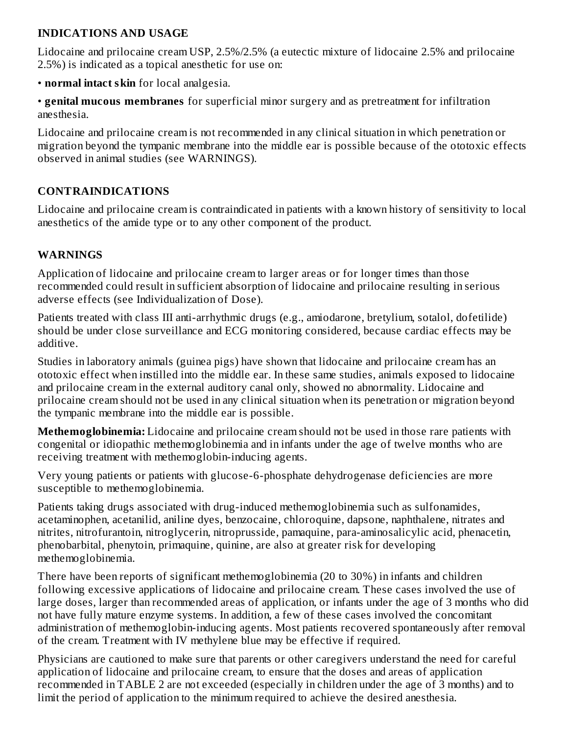## INDICATIONS AND USAGE

Lidocaine and prilocaine cream USP, 2.5%/2.5% (a eutectic mixture of lidocaine 2.5% and prilocaine 2.5%) is indicated as a topical anesthetic for use on:

- **normal intact skin** for local analgesia.
- **genital mucous membranes** for superficial minor surgery and as pretreatment for infiltration anesthesia.

Lidocaine and prilocaine cream is not recommended in any clinical situation in which penetration or migration beyond the tympanic membrane into the middle ear is possible because of the ototoxic effects observed in animal studies (see WARNINGS).

## CONTRAINDICATIONS

Lidocaine and prilocaine cream is contraindicated in patients with a known history of sensitivity to local anesthetics of the amide type or to any other component of the product.

## WARNINGS

Application of lidocaine and prilocaine cream to larger areas or for longer times than those recommended could result in sufficient absorption of lidocaine and prilocaine resulting in serious adverse effects (see Individualization of Dose).

Patients treated with class III anti-arrhythmic drugs (e.g., amiodarone, bretylium, sotalol, dofetilide) should be under close surveillance and ECG monitoring considered, because cardiac effects may be additive.

Studies in laboratory animals (guinea pigs) have shown that lidocaine and prilocaine cream has an ototoxic effect when instilled into the middle ear. In these same studies, animals exposed to lidocaine and prilocaine cream in the external auditory canal only, showed no abnormality. Lidocaine and prilocaine cream should not be used in any clinical situation when its penetration or migration beyond the tympanic membrane into the middle ear is possible.

**Methemoglobinemia:** Lidocaine and prilocaine cream should not be used in those rare patients with congenital or idiopathic methemoglobinemia and in infants under the age of twelve months who are receiving treatment with methemoglobin-inducing agents.

Very young patients or patients with glucose-6-phosphate dehydrogenase deficiencies are more susceptible to methemoglobinemia.

Patients taking drugs associated with drug-induced methemoglobinemia such as sulfonamides, acetaminophen, acetanilid, aniline dyes, benzocaine, chloroquine, dapsone, naphthalene, nitrates and nitrites, nitrofurantoin, nitroglycerin, nitroprusside, pamaquine, para-aminosalicylic acid, phenacetin, phenobarbital, phenytoin, primaquine, quinine, are also at greater risk for developing methemoglobinemia.

There have been reports of significant methemoglobinemia (20 to 30%) in infants and children following excessive applications of lidocaine and prilocaine cream. These cases involved the use of large doses, larger than recommended areas of application, or infants under the age of 3 months who did not have fully mature enzyme systems. In addition, a few of these cases involved the concomitant administration of methemoglobin-inducing agents. Most patients recovered spontaneously after removal of the cream. Treatment with IV methylene blue may be effective if required.

Physicians are cautioned to make sure that parents or other caregivers understand the need for careful application of lidocaine and prilocaine cream, to ensure that the doses and areas of application recommended in TABLE 2 are not exceeded (especially in children under the age of 3 months) and to limit the period of application to the minimum required to achieve the desired anesthesia.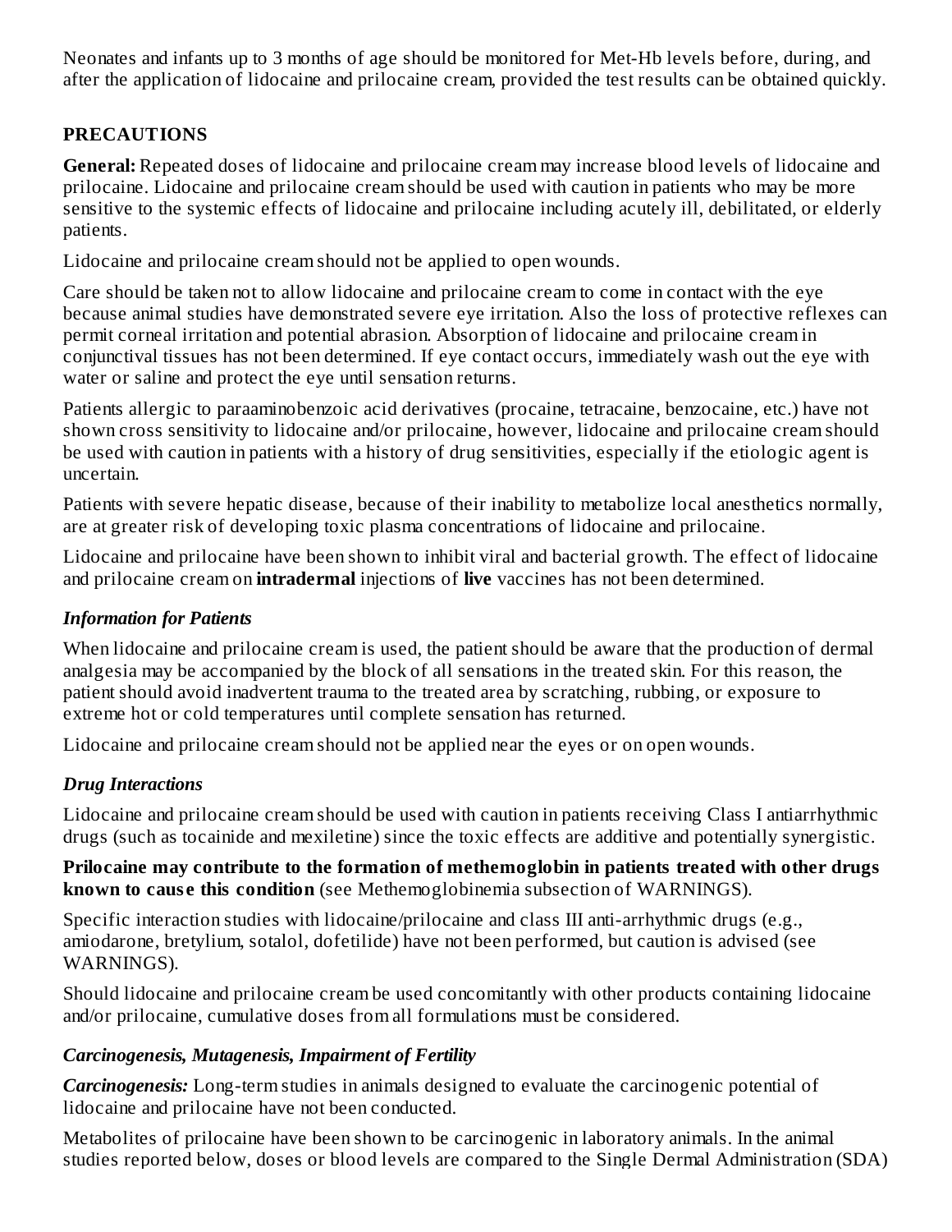Neonates and infants up to 3 months of age should be monitored for Met-Hb levels before, during, and after the application of lidocaine and prilocaine cream, provided the test results can be obtained quickly.

## PRECAUTIONS

**General:** Repeated doses of lidocaine and prilocaine cream may increase blood levels of lidocaine and prilocaine. Lidocaine and prilocaine cream should be used with caution in patients who may be more sensitive to the systemic effects of lidocaine and prilocaine including acutely ill, debilitated, or elderly patients.

Lidocaine and prilocaine cream should not be applied to open wounds.

Care should be taken not to allow lidocaine and prilocaine cream to come in contact with the eye because animal studies have demonstrated severe eye irritation. Also the loss of protective reflexes can permit corneal irritation and potential abrasion. Absorption of lidocaine and prilocaine cream in conjunctival tissues has not been determined. If eye contact occurs, immediately wash out the eye with water or saline and protect the eye until sensation returns.

Patients allergic to paraaminobenzoic acid derivatives (procaine, tetracaine, benzocaine, etc.) have not shown cross sensitivity to lidocaine and/or prilocaine, however, lidocaine and prilocaine cream should be used with caution in patients with a history of drug sensitivities, especially if the etiologic agent is uncertain.

Patients with severe hepatic disease, because of their inability to metabolize local anesthetics normally, are at greater risk of developing toxic plasma concentrations of lidocaine and prilocaine.

Lidocaine and prilocaine have been shown to inhibit viral and bacterial growth. The effect of lidocaine and prilocaine cream on **intradermal** injections of **live** vaccines has not been determined.

### *Information for Patients*

When lidocaine and prilocaine cream is used, the patient should be aware that the production of dermal analgesia may be accompanied by the block of all sensations in the treated skin. For this reason, the patient should avoid inadvertent trauma to the treated area by scratching, rubbing, or exposure to extreme hot or cold temperatures until complete sensation has returned.

Lidocaine and prilocaine cream should not be applied near the eyes or on open wounds.

### *Drug Interactions*

Lidocaine and prilocaine cream should be used with caution in patients receiving Class I antiarrhythmic drugs (such as tocainide and mexiletine) since the toxic effects are additive and potentially synergistic.

**Prilocaine may contribute to the formation of methemoglobin in patients treated with other drugs known to cause this condition** (see Methemoglobinemia subsection of WARNINGS).

Specific interaction studies with lidocaine/prilocaine and class III anti-arrhythmic drugs (e.g., amiodarone, bretylium, sotalol, dofetilide) have not been performed, but caution is advised (see WARNINGS).

Should lidocaine and prilocaine cream be used concomitantly with other products containing lidocaine and/or prilocaine, cumulative doses from all formulations must be considered.

### *Carcinogenesis, Mutagenesis, Impairment of Fertility*

***Carcinogenesis:*** Long-term studies in animals designed to evaluate the carcinogenic potential of lidocaine and prilocaine have not been conducted.

Metabolites of prilocaine have been shown to be carcinogenic in laboratory animals. In the animal studies reported below, doses or blood levels are compared to the Single Dermal Administration (SDA)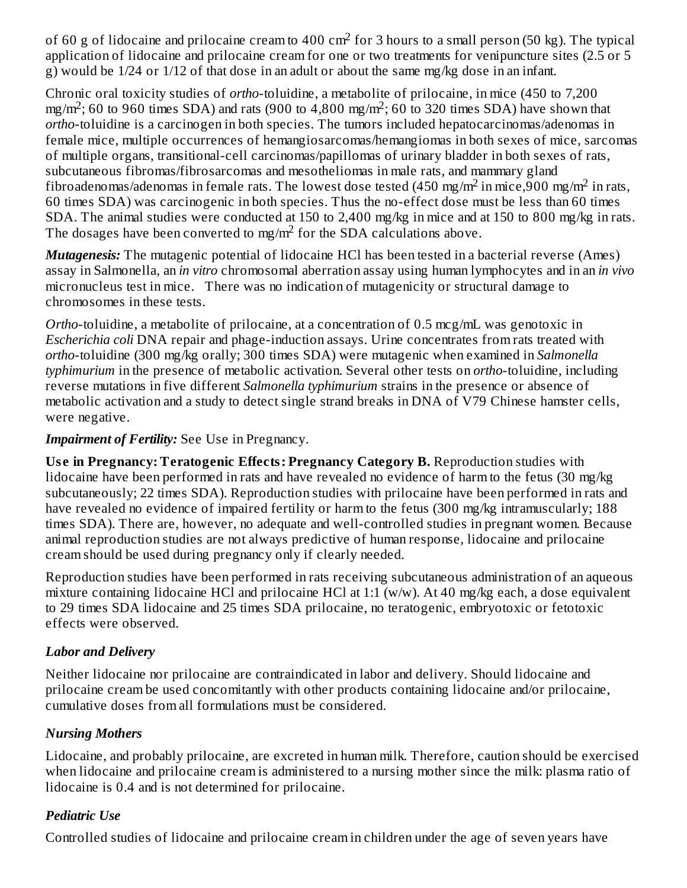of 60 g of lidocaine and prilocaine cream to 400 $cm^2$ for 3 hours to a small person (50 kg). The typical application of lidocaine and prilocaine cream for one or two treatments for venipuncture sites (2.5 or 5 g) would be 1/24 or 1/12 of that dose in an adult or about the same mg/kg dose in an infant.

Chronic oral toxicity studies of *ortho*-toluidine, a metabolite of prilocaine, in mice (450 to 7,200 $mg/m^2$; 60 to 960 times SDA) and rats (900 to 4,800 $mg/m^2$; 60 to 320 times SDA) have shown that *ortho*-toluidine is a carcinogen in both species. The tumors included hepatocarcinomas/adenomas in female mice, multiple occurrences of hemangiosarcomas/hemangiomas in both sexes of mice, sarcomas of multiple organs, transitional-cell carcinomas/papillomas of urinary bladder in both sexes of rats, subcutaneous fibromas/fibrosarcomas and mesotheliomas in male rats, and mammary gland fibroadenomas/adenomas in female rats. The lowest dose tested (450 $mg/m^2$ in mice,900 $mg/m^2$ in rats, 60 times SDA) was carcinogenic in both species. Thus the no-effect dose must be less than 60 times SDA. The animal studies were conducted at 150 to 2,400 mg/kg in mice and at 150 to 800 mg/kg in rats. The dosages have been converted to $mg/m^2$ for the SDA calculations above.

***Mutagenesis:*** The mutagenic potential of lidocaine HCl has been tested in a bacterial reverse (Ames) assay in Salmonella, an *in vitro* chromosomal aberration assay using human lymphocytes and in an *in vivo* micronucleus test in mice. There was no indication of mutagenicity or structural damage to chromosomes in these tests.

*Ortho*-toluidine, a metabolite of prilocaine, at a concentration of 0.5 mcg/mL was genotoxic in *Escherichia coli* DNA repair and phage-induction assays. Urine concentrates from rats treated with *ortho*-toluidine (300 mg/kg orally; 300 times SDA) were mutagenic when examined in *Salmonella typhimurium* in the presence of metabolic activation. Several other tests on *ortho*-toluidine, including reverse mutations in five different *Salmonella typhimurium* strains in the presence or absence of metabolic activation and a study to detect single strand breaks in DNA of V79 Chinese hamster cells, were negative.

***Impairment of Fertility:*** See Use in Pregnancy.

**Use in Pregnancy: Teratogenic Effects: Pregnancy Category B.** Reproduction studies with lidocaine have been performed in rats and have revealed no evidence of harm to the fetus (30 mg/kg subcutaneously; 22 times SDA). Reproduction studies with prilocaine have been performed in rats and have revealed no evidence of impaired fertility or harm to the fetus (300 mg/kg intramuscularly; 188 times SDA). There are, however, no adequate and well-controlled studies in pregnant women. Because animal reproduction studies are not always predictive of human response, lidocaine and prilocaine cream should be used during pregnancy only if clearly needed.

Reproduction studies have been performed in rats receiving subcutaneous administration of an aqueous mixture containing lidocaine HCl and prilocaine HCl at 1:1 (w/w). At 40 mg/kg each, a dose equivalent to 29 times SDA lidocaine and 25 times SDA prilocaine, no teratogenic, embryotoxic or fetotoxic effects were observed.

### *Labor and Delivery*

Neither lidocaine nor prilocaine are contraindicated in labor and delivery. Should lidocaine and prilocaine cream be used concomitantly with other products containing lidocaine and/or prilocaine, cumulative doses from all formulations must be considered.

### *Nursing Mothers*

Lidocaine, and probably prilocaine, are excreted in human milk. Therefore, caution should be exercised when lidocaine and prilocaine cream is administered to a nursing mother since the milk: plasma ratio of lidocaine is 0.4 and is not determined for prilocaine.

### *Pediatric Use*

Controlled studies of lidocaine and prilocaine cream in children under the age of seven years have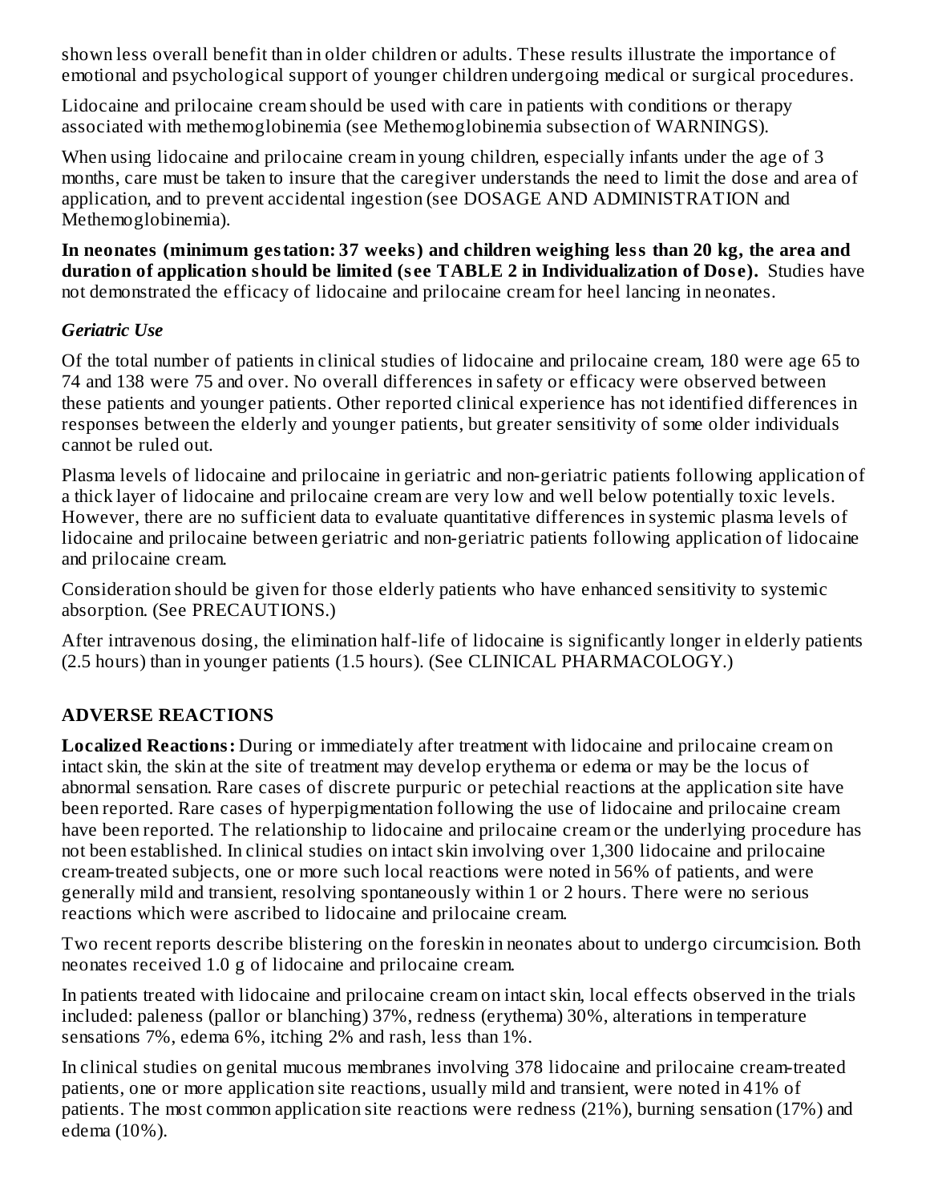shown less overall benefit than in older children or adults. These results illustrate the importance of emotional and psychological support of younger children undergoing medical or surgical procedures.

Lidocaine and prilocaine cream should be used with care in patients with conditions or therapy associated with methemoglobinemia (see Methemoglobinemia subsection of WARNINGS).

When using lidocaine and prilocaine cream in young children, especially infants under the age of 3 months, care must be taken to insure that the caregiver understands the need to limit the dose and area of application, and to prevent accidental ingestion (see DOSAGE AND ADMINISTRATION and Methemoglobinemia).

**In neonates (minimum gestation: 37 weeks) and children weighing less than 20 kg, the area and duration of application should be limited (see TABLE 2 in Individualization of Dose).** Studies have not demonstrated the efficacy of lidocaine and prilocaine cream for heel lancing in neonates.

### *Geriatric Use*

Of the total number of patients in clinical studies of lidocaine and prilocaine cream, 180 were age 65 to 74 and 138 were 75 and over. No overall differences in safety or efficacy were observed between these patients and younger patients. Other reported clinical experience has not identified differences in responses between the elderly and younger patients, but greater sensitivity of some older individuals cannot be ruled out.

Plasma levels of lidocaine and prilocaine in geriatric and non-geriatric patients following application of a thick layer of lidocaine and prilocaine cream are very low and well below potentially toxic levels. However, there are no sufficient data to evaluate quantitative differences in systemic plasma levels of lidocaine and prilocaine between geriatric and non-geriatric patients following application of lidocaine and prilocaine cream.

Consideration should be given for those elderly patients who have enhanced sensitivity to systemic absorption. (See PRECAUTIONS.)

After intravenous dosing, the elimination half-life of lidocaine is significantly longer in elderly patients (2.5 hours) than in younger patients (1.5 hours). (See CLINICAL PHARMACOLOGY.)

## ADVERSE REACTIONS

**Localized Reactions:** During or immediately after treatment with lidocaine and prilocaine cream on intact skin, the skin at the site of treatment may develop erythema or edema or may be the locus of abnormal sensation. Rare cases of discrete purpuric or petechial reactions at the application site have been reported. Rare cases of hyperpigmentation following the use of lidocaine and prilocaine cream have been reported. The relationship to lidocaine and prilocaine cream or the underlying procedure has not been established. In clinical studies on intact skin involving over 1,300 lidocaine and prilocaine cream-treated subjects, one or more such local reactions were noted in 56% of patients, and were generally mild and transient, resolving spontaneously within 1 or 2 hours. There were no serious reactions which were ascribed to lidocaine and prilocaine cream.

Two recent reports describe blistering on the foreskin in neonates about to undergo circumcision. Both neonates received 1.0 g of lidocaine and prilocaine cream.

In patients treated with lidocaine and prilocaine cream on intact skin, local effects observed in the trials included: paleness (pallor or blanching) 37%, redness (erythema) 30%, alterations in temperature sensations 7%, edema 6%, itching 2% and rash, less than 1%.

In clinical studies on genital mucous membranes involving 378 lidocaine and prilocaine cream-treated patients, one or more application site reactions, usually mild and transient, were noted in 41% of patients. The most common application site reactions were redness (21%), burning sensation (17%) and edema (10%).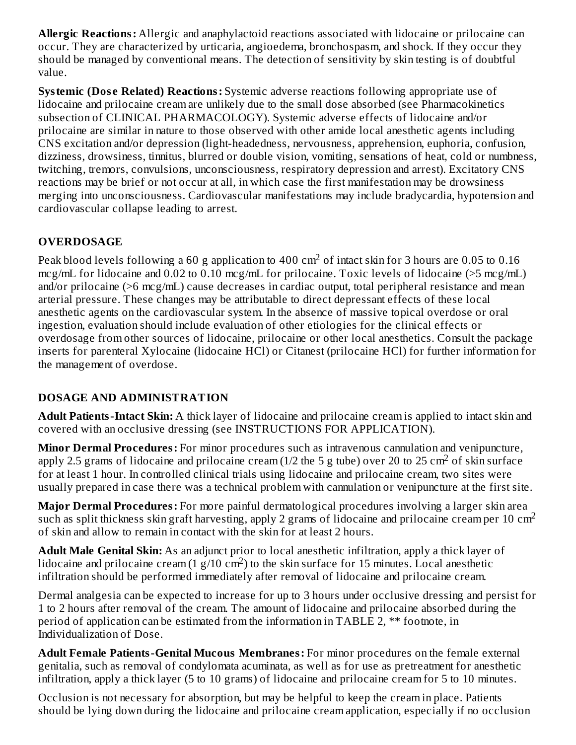**Allergic Reactions:** Allergic and anaphylactoid reactions associated with lidocaine or prilocaine can occur. They are characterized by urticaria, angioedema, bronchospasm, and shock. If they occur they should be managed by conventional means. The detection of sensitivity by skin testing is of doubtful value.

**Systemic (Dose Related) Reactions:** Systemic adverse reactions following appropriate use of lidocaine and prilocaine cream are unlikely due to the small dose absorbed (see Pharmacokinetics subsection of CLINICAL PHARMACOLOGY). Systemic adverse effects of lidocaine and/or prilocaine are similar in nature to those observed with other amide local anesthetic agents including CNS excitation and/or depression (light-headedness, nervousness, apprehension, euphoria, confusion, dizziness, drowsiness, tinnitus, blurred or double vision, vomiting, sensations of heat, cold or numbness, twitching, tremors, convulsions, unconsciousness, respiratory depression and arrest). Excitatory CNS reactions may be brief or not occur at all, in which case the first manifestation may be drowsiness merging into unconsciousness. Cardiovascular manifestations may include bradycardia, hypotension and cardiovascular collapse leading to arrest.

## OVERDOSAGE

Peak blood levels following a 60 g application to 400 cm$^2$ of intact skin for 3 hours are 0.05 to 0.16 mcg/mL for lidocaine and 0.02 to 0.10 mcg/mL for prilocaine. Toxic levels of lidocaine (>5 mcg/mL) and/or prilocaine (>6 mcg/mL) cause decreases in cardiac output, total peripheral resistance and mean arterial pressure. These changes may be attributable to direct depressant effects of these local anesthetic agents on the cardiovascular system. In the absence of massive topical overdose or oral ingestion, evaluation should include evaluation of other etiologies for the clinical effects or overdosage from other sources of lidocaine, prilocaine or other local anesthetics. Consult the package inserts for parenteral Xylocaine (lidocaine HCl) or Citanest (prilocaine HCl) for further information for the management of overdose.

## DOSAGE AND ADMINISTRATION

**Adult Patients-Intact Skin:** A thick layer of lidocaine and prilocaine cream is applied to intact skin and covered with an occlusive dressing (see INSTRUCTIONS FOR APPLICATION).

**Minor Dermal Procedures:** For minor procedures such as intravenous cannulation and venipuncture, apply 2.5 grams of lidocaine and prilocaine cream (1/2 the 5 g tube) over 20 to 25 cm$^2$ of skin surface for at least 1 hour. In controlled clinical trials using lidocaine and prilocaine cream, two sites were usually prepared in case there was a technical problem with cannulation or venipuncture at the first site.

**Major Dermal Procedures:** For more painful dermatological procedures involving a larger skin area such as split thickness skin graft harvesting, apply 2 grams of lidocaine and prilocaine cream per 10 cm$^2$ of skin and allow to remain in contact with the skin for at least 2 hours.

**Adult Male Genital Skin:** As an adjunct prior to local anesthetic infiltration, apply a thick layer of lidocaine and prilocaine cream (1 g/10 cm$^2$) to the skin surface for 15 minutes. Local anesthetic infiltration should be performed immediately after removal of lidocaine and prilocaine cream.

Dermal analgesia can be expected to increase for up to 3 hours under occlusive dressing and persist for 1 to 2 hours after removal of the cream. The amount of lidocaine and prilocaine absorbed during the period of application can be estimated from the information in TABLE 2, ** footnote, in Individualization of Dose.

**Adult Female Patients-Genital Mucous Membranes:** For minor procedures on the female external genitalia, such as removal of condylomata acuminata, as well as for use as pretreatment for anesthetic infiltration, apply a thick layer (5 to 10 grams) of lidocaine and prilocaine cream for 5 to 10 minutes.

Occlusion is not necessary for absorption, but may be helpful to keep the cream in place. Patients should be lying down during the lidocaine and prilocaine cream application, especially if no occlusion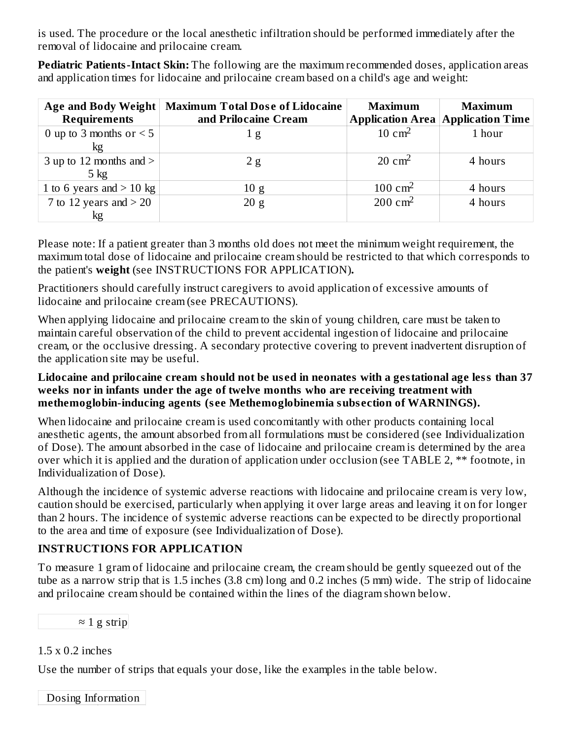is used. The procedure or the local anesthetic infiltration should be performed immediately after the removal of lidocaine and prilocaine cream.

**Pediatric Patients-Intact Skin:** The following are the maximum recommended doses, application areas and application times for lidocaine and prilocaine cream based on a child's age and weight:

| Age and Body Weight Requirements | Maximum Total Dose of Lidocaine and Prilocaine Cream | Maximum Application Area | Maximum Application Time |
|---|---|---|---|
| 0 up to 3 months or < 5 kg | 1 g | 10 $cm^2$ | 1 hour |
| 3 up to 12 months and > 5 kg | 2 g | 20 $cm^2$ | 4 hours |
| 1 to 6 years and > 10 kg | 10 g | 100 $cm^2$ | 4 hours |
| 7 to 12 years and > 20 kg | 20 g | 200 $cm^2$ | 4 hours |

Please note: If a patient greater than 3 months old does not meet the minimum weight requirement, the maximum total dose of lidocaine and prilocaine cream should be restricted to that which corresponds to the patient's **weight** (see INSTRUCTIONS FOR APPLICATION)**.**

Practitioners should carefully instruct caregivers to avoid application of excessive amounts of lidocaine and prilocaine cream (see PRECAUTIONS).

When applying lidocaine and prilocaine cream to the skin of young children, care must be taken to maintain careful observation of the child to prevent accidental ingestion of lidocaine and prilocaine cream, or the occlusive dressing. A secondary protective covering to prevent inadvertent disruption of the application site may be useful.

**Lidocaine and prilocaine cream should not be used in neonates with a gestational age less than 37 weeks nor in infants under the age of twelve months who are receiving treatment with methemoglobin-inducing agents (see Methemoglobinemia subsection of WARNINGS).**

When lidocaine and prilocaine cream is used concomitantly with other products containing local anesthetic agents, the amount absorbed from all formulations must be considered (see Individualization of Dose). The amount absorbed in the case of lidocaine and prilocaine cream is determined by the area over which it is applied and the duration of application under occlusion (see TABLE 2, ** footnote, in Individualization of Dose).

Although the incidence of systemic adverse reactions with lidocaine and prilocaine cream is very low, caution should be exercised, particularly when applying it over large areas and leaving it on for longer than 2 hours. The incidence of systemic adverse reactions can be expected to be directly proportional to the area and time of exposure (see Individualization of Dose).

## INSTRUCTIONS FOR APPLICATION

To measure 1 gram of lidocaine and prilocaine cream, the cream should be gently squeezed out of the tube as a narrow strip that is 1.5 inches (3.8 cm) long and 0.2 inches (5 mm) wide. The strip of lidocaine and prilocaine cream should be contained within the lines of the diagram shown below.

| ≈ 1 g strip |
|---|

1.5 x 0.2 inches

Use the number of strips that equals your dose, like the examples in the table below.

| Dosing Information |
|---|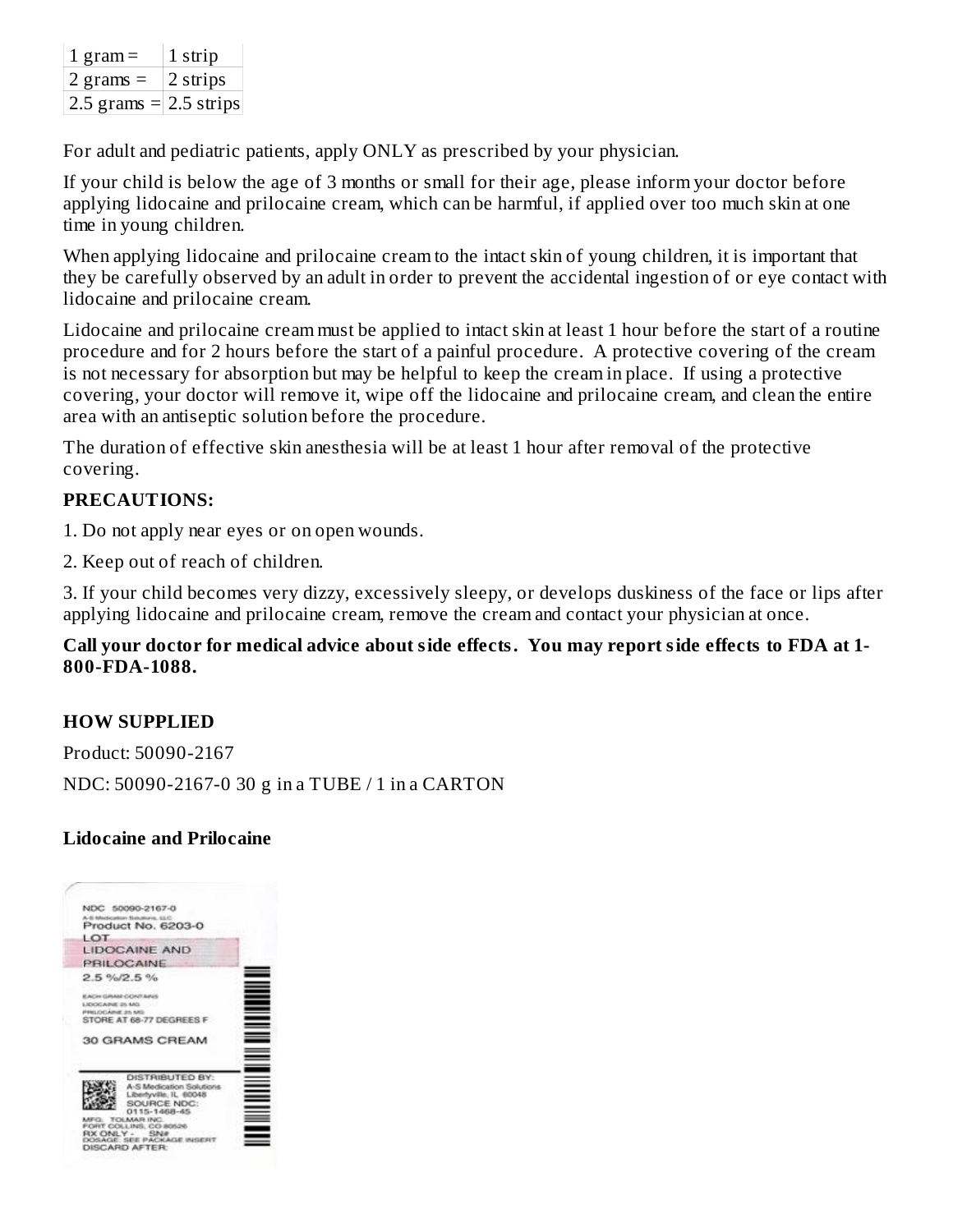| 1 gram = | 1 strip |
| --- | --- |
| 2 grams = | 2 strips |
| 2.5 grams = | 2.5 strips |

For adult and pediatric patients, apply ONLY as prescribed by your physician.

If your child is below the age of 3 months or small for their age, please inform your doctor before applying lidocaine and prilocaine cream, which can be harmful, if applied over too much skin at one time in young children.

When applying lidocaine and prilocaine cream to the intact skin of young children, it is important that they be carefully observed by an adult in order to prevent the accidental ingestion of or eye contact with lidocaine and prilocaine cream.

Lidocaine and prilocaine cream must be applied to intact skin at least 1 hour before the start of a routine procedure and for 2 hours before the start of a painful procedure. A protective covering of the cream is not necessary for absorption but may be helpful to keep the cream in place. If using a protective covering, your doctor will remove it, wipe off the lidocaine and prilocaine cream, and clean the entire area with an antiseptic solution before the procedure.

The duration of effective skin anesthesia will be at least 1 hour after removal of the protective covering.

**PRECAUTIONS:**

1. Do not apply near eyes or on open wounds.

2. Keep out of reach of children.

3. If your child becomes very dizzy, excessively sleepy, or develops duskiness of the face or lips after applying lidocaine and prilocaine cream, remove the cream and contact your physician at once.

**Call your doctor for medical advice about side effects. You may report side effects to FDA at 1-800-FDA-1088.**

## HOW SUPPLIED

Product: 50090-2167

NDC: 50090-2167-0 30 g in a TUBE / 1 in a CARTON

**Lidocaine and Prilocaine**

NDC 50090-2167-0
A-S Medication Solutions, LLC
Product No. 6203-0
LOT
LIDOCAINE AND PRILOCAINE
2.5 %/2.5 %
EACH GRAM CONTAINS
LIDOCAINE 25 MG
PRILOCAINE 25 MG
STORE AT 68-77 DEGREES F
30 GRAMS CREAM
DISTRIBUTED BY:
A-S Medication Solutions
Libertyville, IL 60048
SOURCE NDC:
0115-1468-45
MFG: TOLMAR INC.
FORT COLLINS, CO 80526
RX ONLY - SN#
DOSAGE: SEE PACKAGE INSERT
DISCARD AFTER: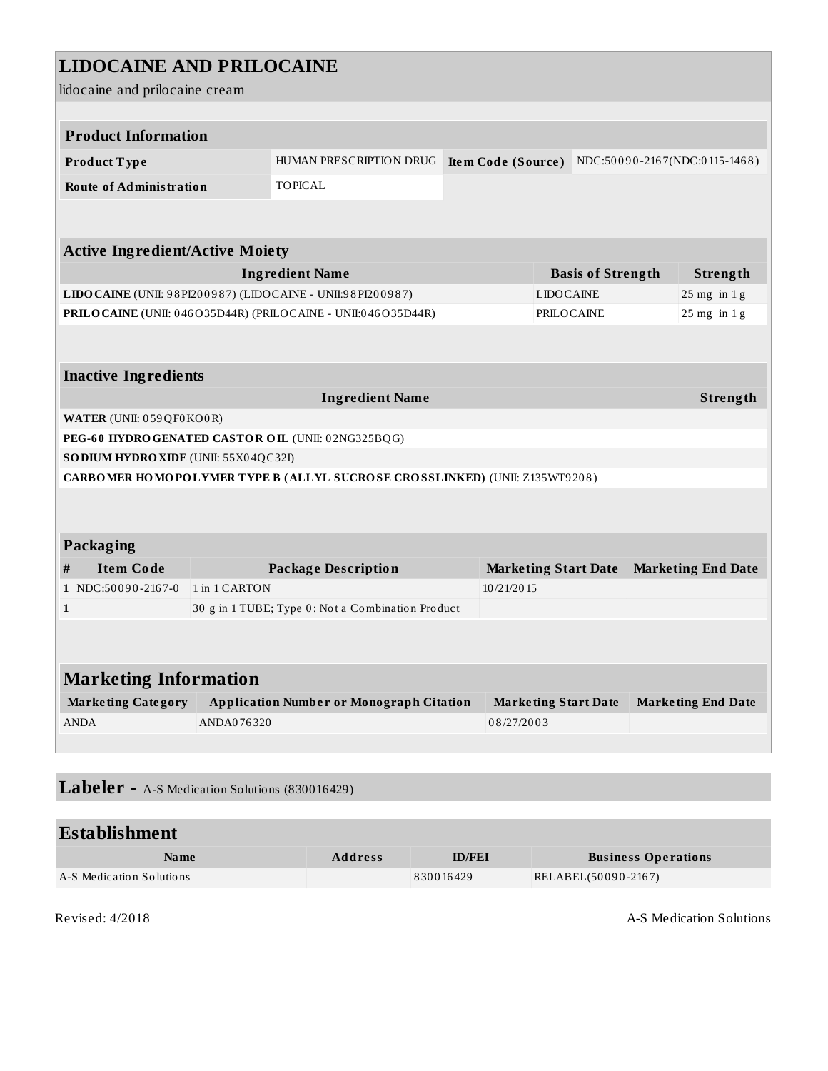# LIDOCAINE AND PRILOCAINE

lidocaine and prilocaine cream

| Product Information | | | |
|---|---|---|---|
| **Product Type** | HUMAN PRESCRIPTION DRUG | **Item Code (Source)** | NDC:50090-2167(NDC:0115-1468) |
| **Route of Administration** | TOPICAL | | |

| Active Ingredient/Active Moiety | | |
|---|---|---|
| **Ingredient Name** | **Basis of Strength** | **Strength** |
| **LIDOCAINE** (UNII: 98PI200987) (LIDOCAINE - UNII:98PI200987) | LIDOCAINE | 25 mg in 1 g |
| **PRILOCAINE** (UNII: 046O35D44R) (PRILOCAINE - UNII:046O35D44R) | PRILOCAINE | 25 mg in 1 g |

| Inactive Ingredients | |
|---|---|
| **Ingredient Name** | **Strength** |
| **WATER** (UNII: 059QF0KO0R) | |
| **PEG-60 HYDROGENATED CASTOR OIL** (UNII: 02NG325BQG) | |
| **SODIUM HYDROXIDE** (UNII: 55X04QC32I) | |
| **CARBOMER HOMOPOLYMER TYPE B (ALLYL SUCROSE CROSSLINKED)** (UNII: Z135WT9208) | |

| Packaging | | | | |
|---|---|---|---|---|
| **#** | **Item Code** | **Package Description** | **Marketing Start Date** | **Marketing End Date** |
| 1 | NDC:50090-2167-0 | 1 in 1 CARTON | 10/21/2015 | |
| 1 | | 30 g in 1 TUBE; Type 0: Not a Combination Product | | |

| Marketing Information | | | |
|---|---|---|---|
| **Marketing Category** | **Application Number or Monograph Citation** | **Marketing Start Date** | **Marketing End Date** |
| ANDA | ANDA076320 | 08/27/2003 | |

## Labeler - A-S Medication Solutions (830016429)

| Establishment | | | |
|---|---|---|---|
| **Name** | **Address** | **ID/FEI** | **Business Operations** |
| A-S Medication Solutions | | 830016429 | RELABEL(50090-2167) |

Revised: 4/2018

A-S Medication Solutions